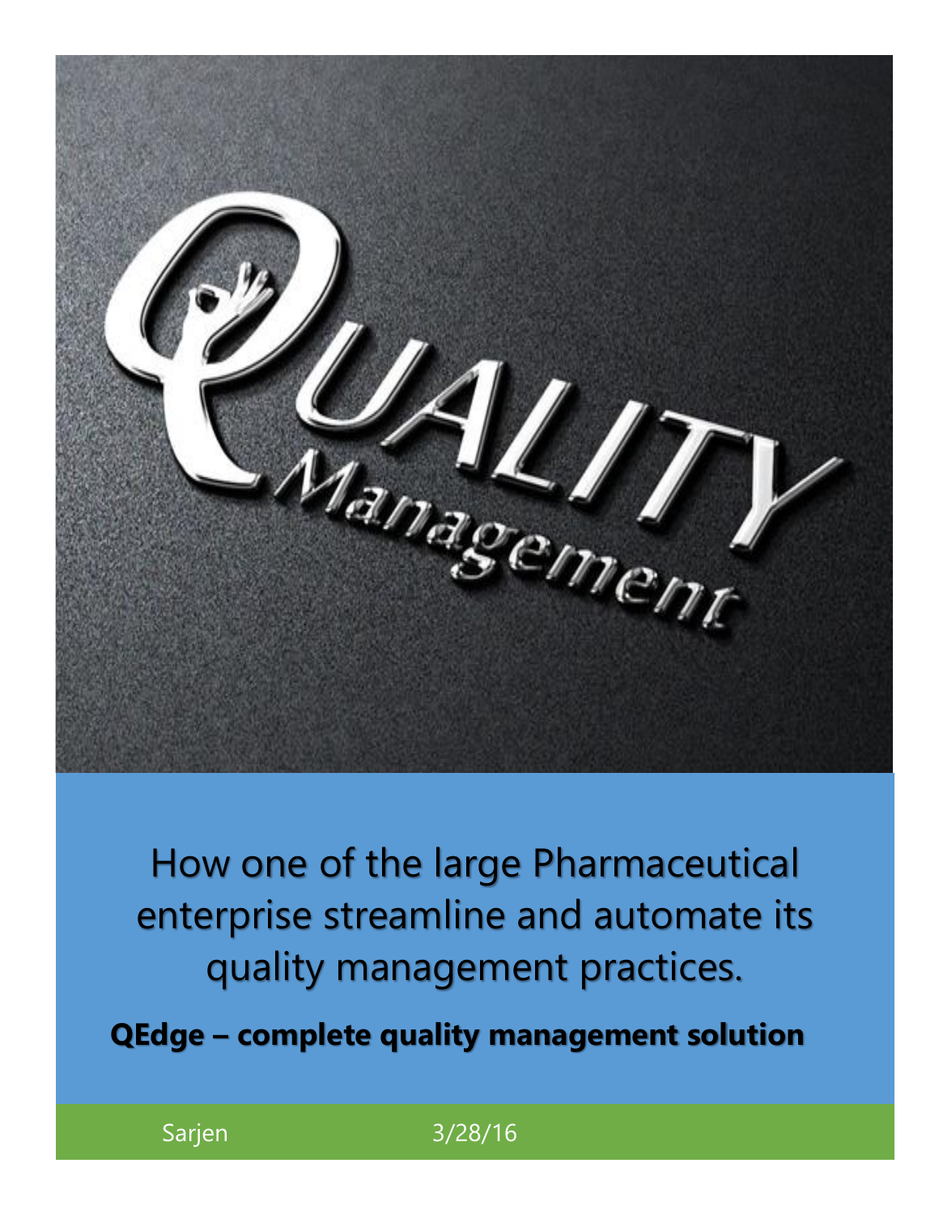# How one of the large Pharmaceutical enterprise streamline and automate its quality management practices.

**QEdge – complete quality management solution**

Sarjen 3/28/16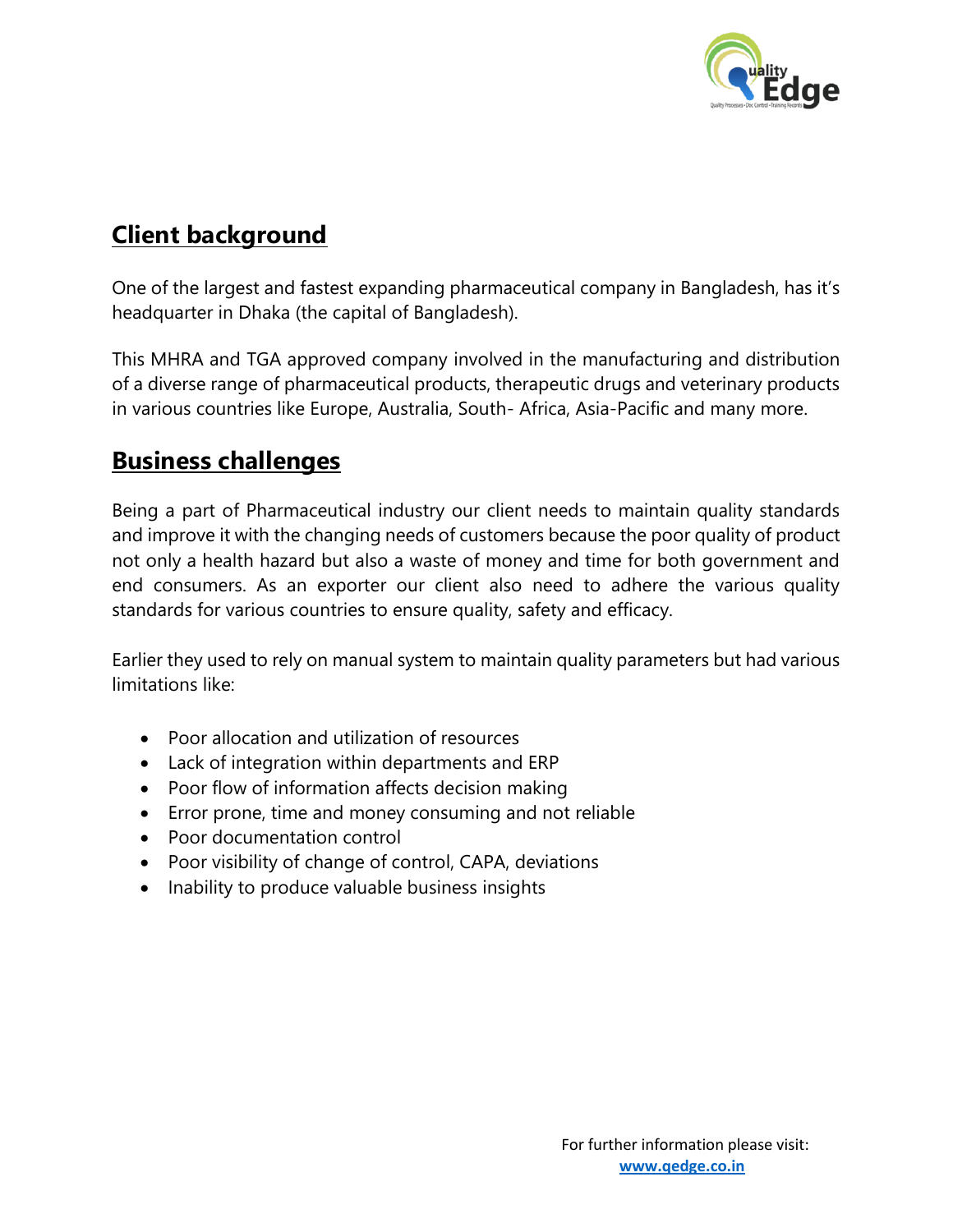## Client background

One of the largest and fastest expanding pharmaceutical company in Bangladesh, has it's headquarter in Dhaka (the capital of Bangladesh).

This MHRA and TGA approved company involved in the manufacturing and distribution of a diverse range of pharmaceutical products, therapeutic drugs and veterinary products in various countries like Europe, Australia, South- Africa, Asia-Pacific and many more.

## Business challenges

Being a part of Pharmaceutical industry our client needs to maintain quality standards and improve it with the changing needs of customers because the poor quality of product not only a health hazard but also a waste of money and time for both government and end consumers. As an exporter our client also need to adhere the various quality standards for various countries to ensure quality, safety and efficacy.

Earlier they used to rely on manual system to maintain quality parameters but had various limitations like:

- Poor allocation and utilization of resources
- Lack of integration within departments and ERP
- Poor flow of information affects decision making
- Error prone, time and money consuming and not reliable
- Poor documentation control
- Poor visibility of change of control, CAPA, deviations
- Inability to produce valuable business insights

For further information please visit: **www.qedge.co.in**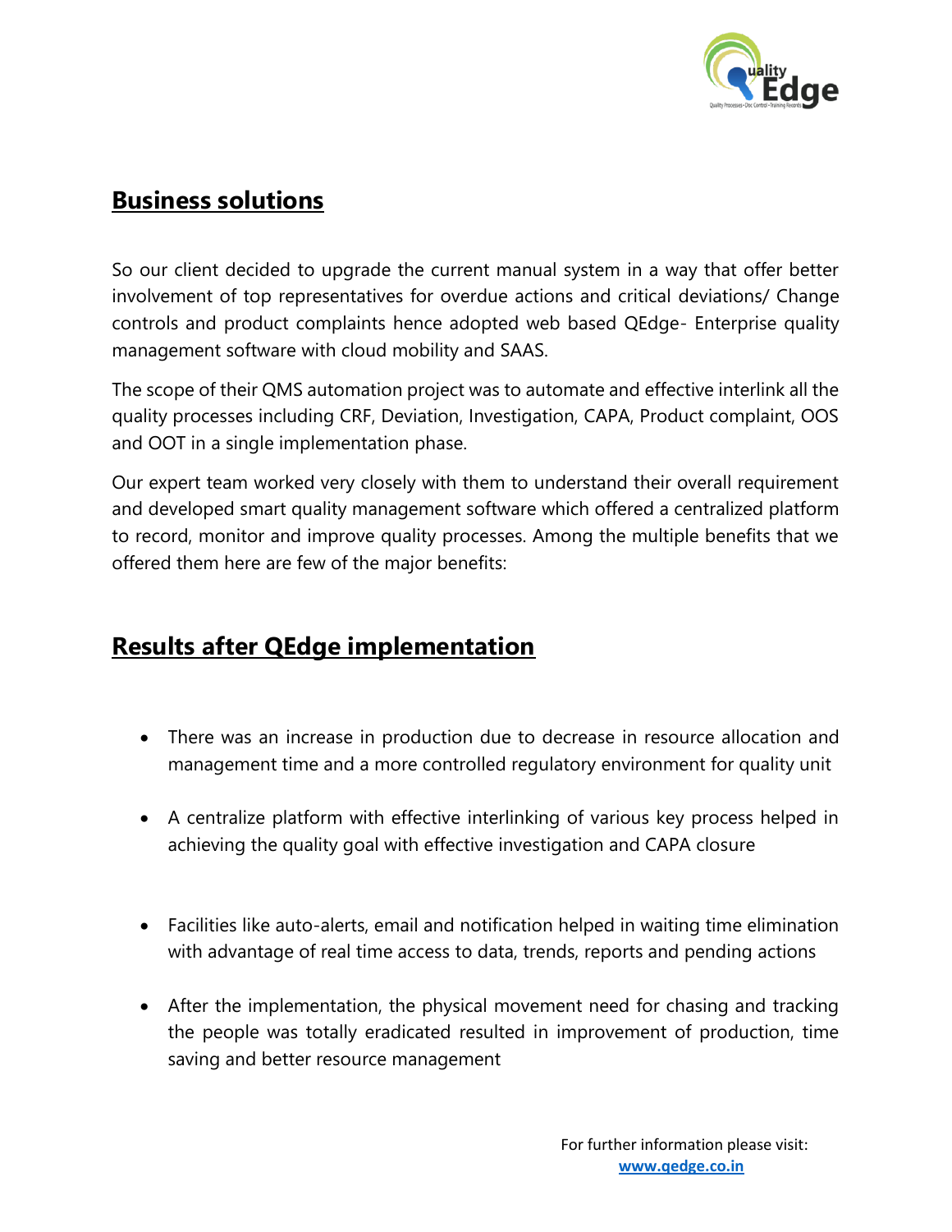## Business solutions

So our client decided to upgrade the current manual system in a way that offer better involvement of top representatives for overdue actions and critical deviations/ Change controls and product complaints hence adopted web based QEdge- Enterprise quality management software with cloud mobility and SAAS.

The scope of their QMS automation project was to automate and effective interlink all the quality processes including CRF, Deviation, Investigation, CAPA, Product complaint, OOS and OOT in a single implementation phase.

Our expert team worked very closely with them to understand their overall requirement and developed smart quality management software which offered a centralized platform to record, monitor and improve quality processes. Among the multiple benefits that we offered them here are few of the major benefits:

## Results after QEdge implementation

- There was an increase in production due to decrease in resource allocation and management time and a more controlled regulatory environment for quality unit
- A centralize platform with effective interlinking of various key process helped in achieving the quality goal with effective investigation and CAPA closure
- Facilities like auto-alerts, email and notification helped in waiting time elimination with advantage of real time access to data, trends, reports and pending actions
- After the implementation, the physical movement need for chasing and tracking the people was totally eradicated resulted in improvement of production, time saving and better resource management

For further information please visit: [www.qedge.co.in](www.qedge.co.in)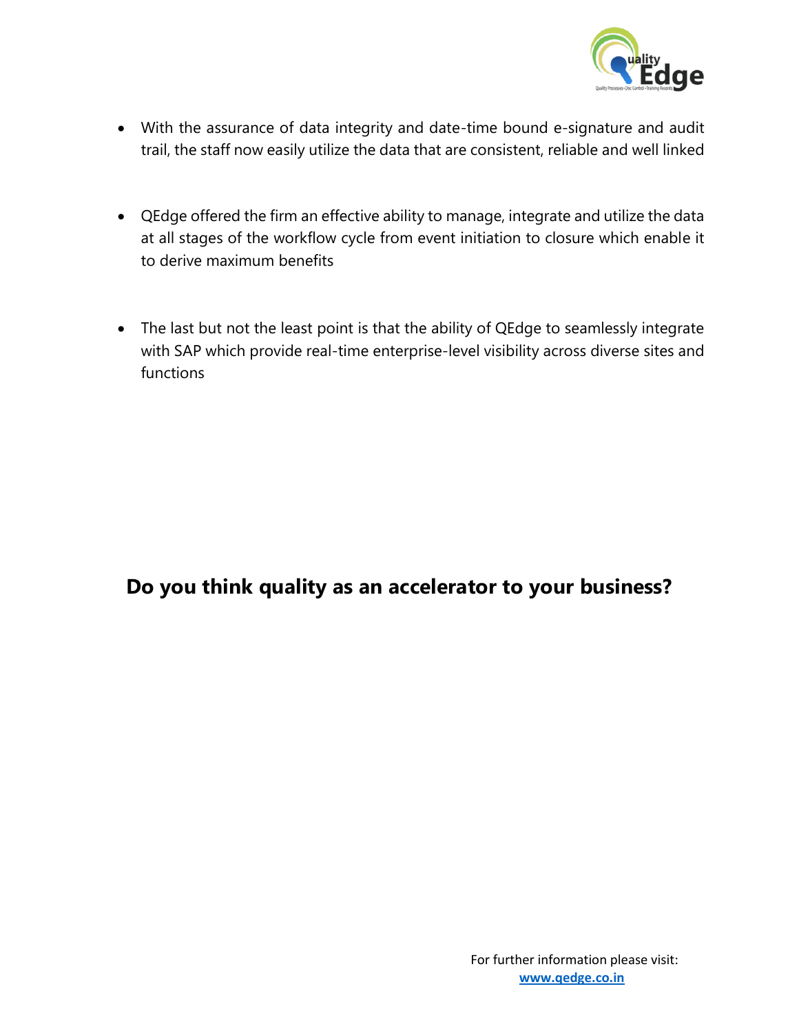- With the assurance of data integrity and date-time bound e-signature and audit trail, the staff now easily utilize the data that are consistent, reliable and well linked

- QEdge offered the firm an effective ability to manage, integrate and utilize the data at all stages of the workflow cycle from event initiation to closure which enable it to derive maximum benefits

- The last but not the least point is that the ability of QEdge to seamlessly integrate with SAP which provide real-time enterprise-level visibility across diverse sites and functions

## Do you think quality as an accelerator to your business?

For further information please visit:
**www.qedge.co.in**